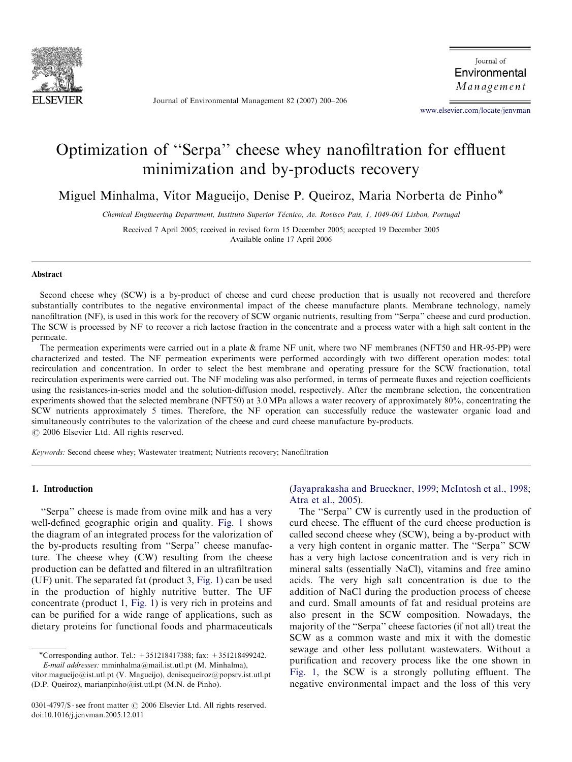# Optimization of "Serpa" cheese whey nanofiltration for effluent minimization and by-products recovery

Miguel Minhalma, Vítor Magueijo, Denise P. Queiroz, Maria Norberta de Pinho*

*Chemical Engineering Department, Instituto Superior Técnico, Av. Rovisco Pais, 1, 1049-001 Lisbon, Portugal*

Received 7 April 2005; received in revised form 15 December 2005; accepted 19 December 2005
Available online 17 April 2006

## Abstract

Second cheese whey (SCW) is a by-product of cheese and curd cheese production that is usually not recovered and therefore substantially contributes to the negative environmental impact of the cheese manufacture plants. Membrane technology, namely nanofiltration (NF), is used in this work for the recovery of SCW organic nutrients, resulting from "Serpa" cheese and curd production. The SCW is processed by NF to recover a rich lactose fraction in the concentrate and a process water with a high salt content in the permeate.

The permeation experiments were carried out in a plate & frame NF unit, where two NF membranes (NFT50 and HR-95-PP) were characterized and tested. The NF permeation experiments were performed accordingly with two different operation modes: total recirculation and concentration. In order to select the best membrane and operating pressure for the SCW fractionation, total recirculation experiments were carried out. The NF modeling was also performed, in terms of permeate fluxes and rejection coefficients using the resistances-in-series model and the solution-diffusion model, respectively. After the membrane selection, the concentration experiments showed that the selected membrane (NFT50) at 3.0 MPa allows a water recovery of approximately 80%, concentrating the SCW nutrients approximately 5 times. Therefore, the NF operation can successfully reduce the wastewater organic load and simultaneously contributes to the valorization of the cheese and curd cheese manufacture by-products.

© 2006 Elsevier Ltd. All rights reserved.

*Keywords:* Second cheese whey; Wastewater treatment; Nutrients recovery; Nanofiltration

## 1. Introduction

"Serpa" cheese is made from ovine milk and has a very well-defined geographic origin and quality. Fig. 1 shows the diagram of an integrated process for the valorization of the by-products resulting from "Serpa" cheese manufacture. The cheese whey (CW) resulting from the cheese production can be defatted and filtered in an ultrafiltration (UF) unit. The separated fat (product 3, Fig. 1) can be used in the production of highly nutritive butter. The UF concentrate (product 1, Fig. 1) is very rich in proteins and can be purified for a wide range of applications, such as dietary proteins for functional foods and pharmaceuticals (Jayaprakasha and Brueckner, 1999; McIntosh et al., 1998; Atra et al., 2005).

The "Serpa" CW is currently used in the production of curd cheese. The effluent of the curd cheese production is called second cheese whey (SCW), being a by-product with a very high content in organic matter. The "Serpa" SCW has a very high lactose concentration and is very rich in mineral salts (essentially NaCl), vitamins and free amino acids. The very high salt concentration is due to the addition of NaCl during the production process of cheese and curd. Small amounts of fat and residual proteins are also present in the SCW composition. Nowadays, the majority of the "Serpa" cheese factories (if not all) treat the SCW as a common waste and mix it with the domestic sewage and other less pollutant wastewaters. Without a purification and recovery process like the one shown in Fig. 1, the SCW is a strongly polluting effluent. The negative environmental impact and the loss of this very

*Corresponding author. Tel.: +351218417388; fax: +351218499242.
*E-mail addresses:* mminhalma@mail.ist.utl.pt (M. Minhalma), vitor.magueijo@ist.utl.pt (V. Magueijo), denisequeiroz@popsrv.ist.utl.pt (D.P. Queiroz), marianpinho@ist.utl.pt (M.N. de Pinho).

0301-4797/$ - see front matter © 2006 Elsevier Ltd. All rights reserved.
doi:10.1016/j.jenvman.2005.12.011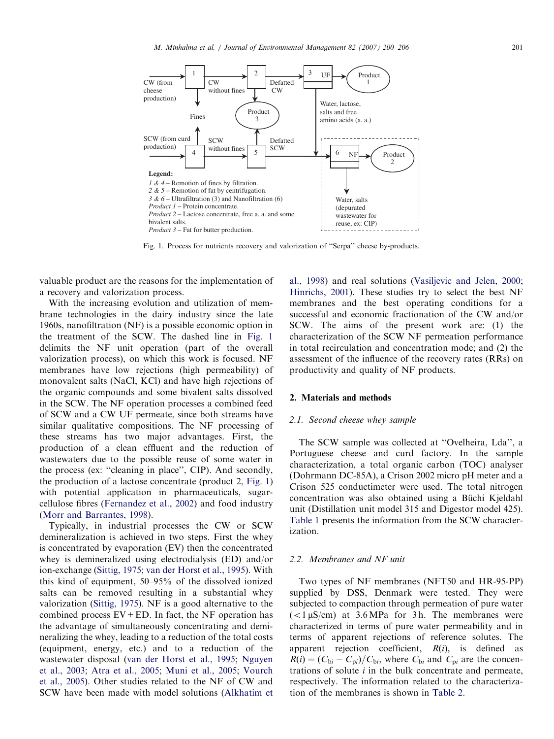Fig. 1. Process for nutrients recovery and valorization of "Serpa" cheese by-products.

valuable product are the reasons for the implementation of a recovery and valorization process.

With the increasing evolution and utilization of membrane technologies in the dairy industry since the late 1960s, nanofiltration (NF) is a possible economic option in the treatment of the SCW. The dashed line in Fig. 1 delimits the NF unit operation (part of the overall valorization process), on which this work is focused. NF membranes have low rejections (high permeability) of monovalent salts (NaCl, KCl) and have high rejections of the organic compounds and some bivalent salts dissolved in the SCW. The NF operation processes a combined feed of SCW and a CW UF permeate, since both streams have similar qualitative compositions. The NF processing of these streams has two major advantages. First, the production of a clean effluent and the reduction of wastewaters due to the possible reuse of some water in the process (ex: "cleaning in place", CIP). And secondly, the production of a lactose concentrate (product 2, Fig. 1) with potential application in pharmaceuticals, sugar-cellulose fibres (Fernandez et al., 2002) and food industry (Morr and Barrantes, 1998).

Typically, in industrial processes the CW or SCW demineralization is achieved in two steps. First the whey is concentrated by evaporation (EV) then the concentrated whey is demineralized using electrodialysis (ED) and/or ion-exchange (Sittig, 1975; van der Horst et al., 1995). With this kind of equipment, 50–95% of the dissolved ionized salts can be removed resulting in a substantial whey valorization (Sittig, 1975). NF is a good alternative to the combined process EV + ED. In fact, the NF operation has the advantage of simultaneously concentrating and demineralizing the whey, leading to a reduction of the total costs (equipment, energy, etc.) and to a reduction of the wastewater disposal (van der Horst et al., 1995; Nguyen et al., 2003; Atra et al., 2005; Muni et al., 2005; Vourch et al., 2005). Other studies related to the NF of CW and SCW have been made with model solutions (Alkhatim et al., 1998) and real solutions (Vasiljevic and Jelen, 2000; Hinrichs, 2001). These studies try to select the best NF membranes and the best operating conditions for a successful and economic fractionation of the CW and/or SCW. The aims of the present work are: (1) the characterization of the SCW NF permeation performance in total recirculation and concentration mode; and (2) the assessment of the influence of the recovery rates (RRs) on productivity and quality of NF products.

## 2. Materials and methods

### 2.1. Second cheese whey sample

The SCW sample was collected at "Ovelheira, Lda", a Portuguese cheese and curd factory. In the sample characterization, a total organic carbon (TOC) analyser (Dohrmann DC-85A), a Crison 2002 micro pH meter and a Crison 525 conductimeter were used. The total nitrogen concentration was also obtained using a Büchi Kjeldahl unit (Distillation unit model 315 and Digestor model 425). Table 1 presents the information from the SCW characterization.

### 2.2. Membranes and NF unit

Two types of NF membranes (NFT50 and HR-95-PP) supplied by DSS, Denmark were tested. They were subjected to compaction through permeation of pure water (<1 μS/cm) at 3.6 MPa for 3 h. The membranes were characterized in terms of pure water permeability and in terms of apparent rejections of reference solutes. The apparent rejection coefficient, $R(i)$, is defined as $R(i) = (C_{bi} - C_{pi})/C_{bi}$, where $C_{bi}$ and $C_{pi}$ are the concentrations of solute $i$ in the bulk concentrate and permeate, respectively. The information related to the characterization of the membranes is shown in Table 2.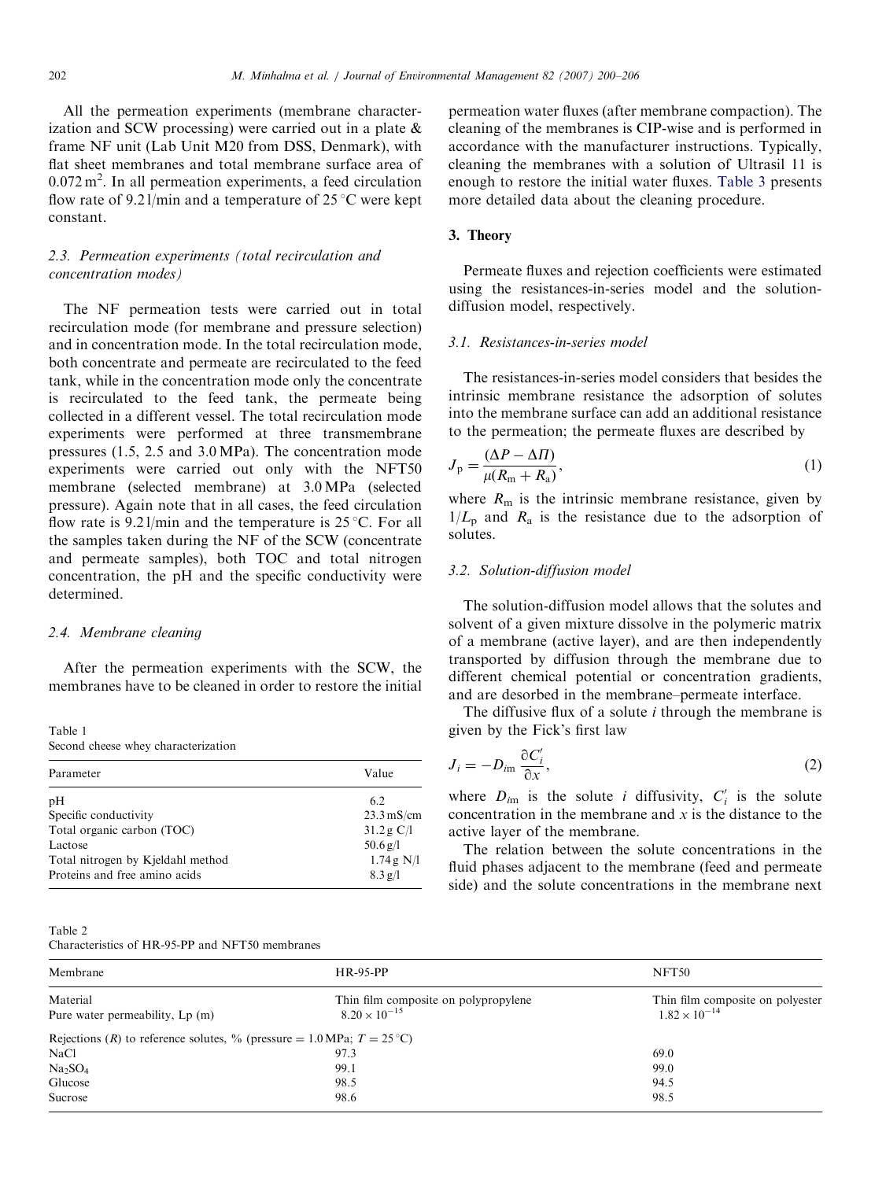All the permeation experiments (membrane characterization and SCW processing) were carried out in a plate & frame NF unit (Lab Unit M20 from DSS, Denmark), with flat sheet membranes and total membrane surface area of $0.072\,m^2$. In all permeation experiments, a feed circulation flow rate of 9.2 l/min and a temperature of 25 °C were kept constant.

### 2.3. Permeation experiments (total recirculation and concentration modes)

The NF permeation tests were carried out in total recirculation mode (for membrane and pressure selection) and in concentration mode. In the total recirculation mode, both concentrate and permeate are recirculated to the feed tank, while in the concentration mode only the concentrate is recirculated to the feed tank, the permeate being collected in a different vessel. The total recirculation mode experiments were performed at three transmembrane pressures (1.5, 2.5 and 3.0 MPa). The concentration mode experiments were carried out only with the NFT50 membrane (selected membrane) at 3.0 MPa (selected pressure). Again note that in all cases, the feed circulation flow rate is 9.2 l/min and the temperature is 25 °C. For all the samples taken during the NF of the SCW (concentrate and permeate samples), both TOC and total nitrogen concentration, the pH and the specific conductivity were determined.

### 2.4. Membrane cleaning

After the permeation experiments with the SCW, the membranes have to be cleaned in order to restore the initial permeation water fluxes (after membrane compaction). The cleaning of the membranes is CIP-wise and is performed in accordance with the manufacturer instructions. Typically, cleaning the membranes with a solution of Ultrasil 11 is enough to restore the initial water fluxes. Table 3 presents more detailed data about the cleaning procedure.

Table 1
Second cheese whey characterization

| Parameter | Value |
|---|---|
| pH | 6.2 |
| Specific conductivity | 23.3 mS/cm |
| Total organic carbon (TOC) | 31.2 g C/l |
| Lactose | 50.6 g/l |
| Total nitrogen by Kjeldahl method | 1.74 g N/l |
| Proteins and free amino acids | 8.3 g/l |

Table 2
Characteristics of HR-95-PP and NFT50 membranes

| Membrane | HR-95-PP | NFT50 |
|---|---|---|
| Material | Thin film composite on polypropylene | Thin film composite on polyester |
| Pure water permeability, Lp (m) | $8.20 \times 10^{-15}$ | $1.82 \times 10^{-14}$ |
| Rejections ($R$) to reference solutes, % (pressure = 1.0 MPa; $T$ = 25 °C) | | |
| NaCl | 97.3 | 69.0 |
| $Na_2SO_4$ | 99.1 | 99.0 |
| Glucose | 98.5 | 94.5 |
| Sucrose | 98.6 | 98.5 |

## 3. Theory

Permeate fluxes and rejection coefficients were estimated using the resistances-in-series model and the solution-diffusion model, respectively.

### 3.1. Resistances-in-series model

The resistances-in-series model considers that besides the intrinsic membrane resistance the adsorption of solutes into the membrane surface can add an additional resistance to the permeation; the permeate fluxes are described by

$$J_p = \frac{(\Delta P - \Delta \Pi)}{\mu (R_m + R_a)}, \tag{1}$$

where $R_m$ is the intrinsic membrane resistance, given by $1/L_p$ and $R_a$ is the resistance due to the adsorption of solutes.

### 3.2. Solution-diffusion model

The solution-diffusion model allows that the solutes and solvent of a given mixture dissolve in the polymeric matrix of a membrane (active layer), and are then independently transported by diffusion through the membrane due to different chemical potential or concentration gradients, and are desorbed in the membrane–permeate interface.

The diffusive flux of a solute $i$ through the membrane is given by the Fick's first law

$$J_i = -D_{im} \frac{\partial C_i'}{\partial x}, \tag{2}$$

where $D_{im}$ is the solute $i$ diffusivity, $C_i'$ is the solute concentration in the membrane and $x$ is the distance to the active layer of the membrane.

The relation between the solute concentrations in the fluid phases adjacent to the membrane (feed and permeate side) and the solute concentrations in the membrane next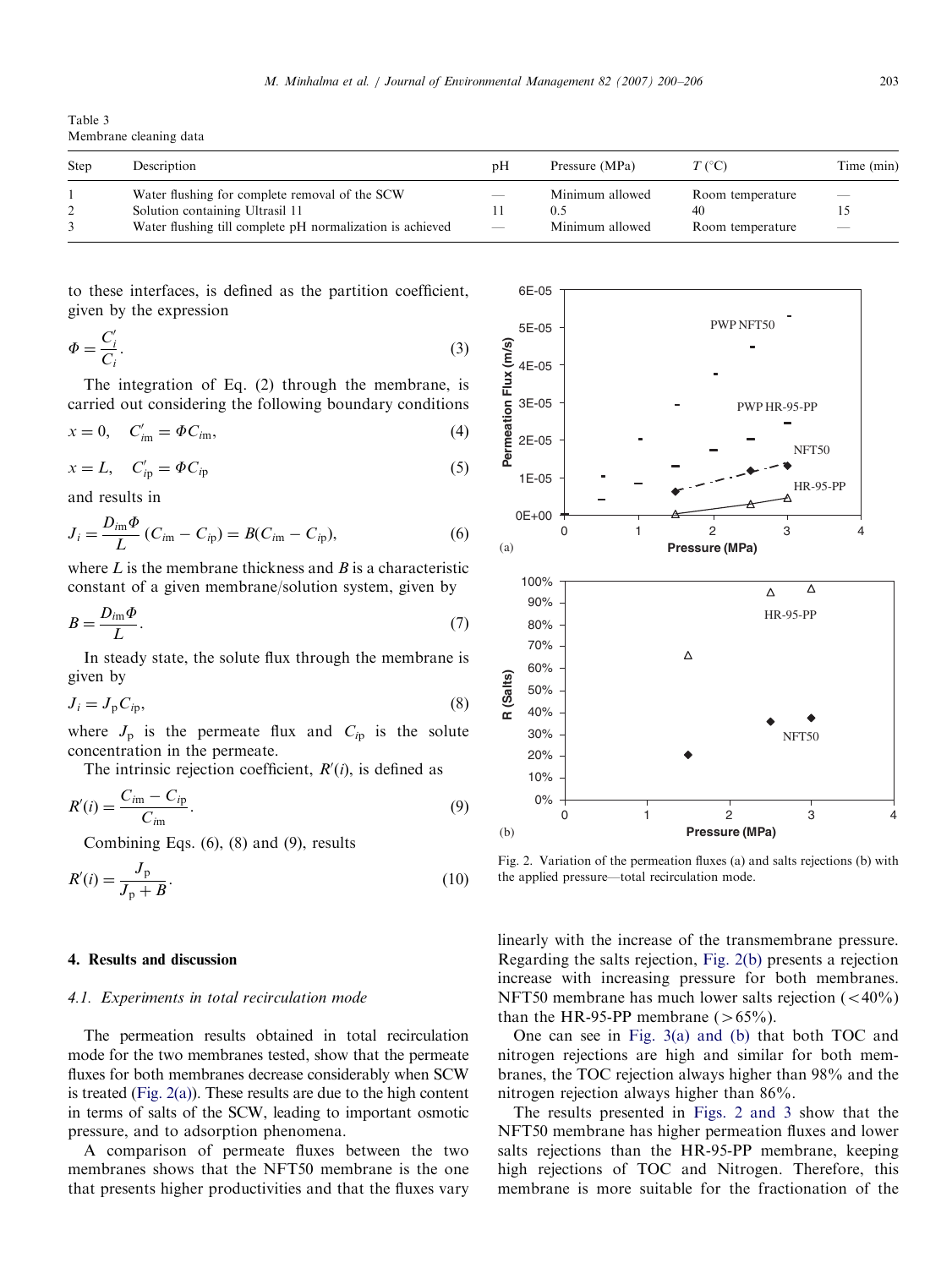Table 3
Membrane cleaning data

| Step | Description | pH | Pressure (MPa) | $T$ (°C) | Time (min) |
|---|---|---|---|---|---|
| 1 | Water flushing for complete removal of the SCW | — | Minimum allowed | Room temperature | — |
| 2 | Solution containing Ultrasil 11 | 11 | 0.5 | 40 | 15 |
| 3 | Water flushing till complete pH normalization is achieved | — | Minimum allowed | Room temperature | — |

to these interfaces, is defined as the partition coefficient, given by the expression

$$\Phi = \frac{C'_i}{C_i}. \tag{3}$$

The integration of Eq. (2) through the membrane, is carried out considering the following boundary conditions

$$x = 0, \quad C'_{im} = \Phi C_{im}, \tag{4}$$

$$x = L, \quad C'_{ip} = \Phi C_{ip} \tag{5}$$

and results in

$$J_i = \frac{D_{im}\Phi}{L}(C_{im} - C_{ip}) = B(C_{im} - C_{ip}), \tag{6}$$

where $L$ is the membrane thickness and $B$ is a characteristic constant of a given membrane/solution system, given by

$$B = \frac{D_{im}\Phi}{L}. \tag{7}$$

In steady state, the solute flux through the membrane is given by

$$J_i = J_p C_{ip}, \tag{8}$$

where $J_p$ is the permeate flux and $C_{ip}$ is the solute concentration in the permeate.

The intrinsic rejection coefficient, $R'(i)$, is defined as

$$R'(i) = \frac{C_{im} - C_{ip}}{C_{im}}. \tag{9}$$

Combining Eqs. (6), (8) and (9), results

$$R'(i) = \frac{J_p}{J_p + B}. \tag{10}$$

Fig. 2. Variation of the permeation fluxes (a) and salts rejections (b) with the applied pressure—total recirculation mode.

## 4. Results and discussion

### *4.1. Experiments in total recirculation mode*

The permeation results obtained in total recirculation mode for the two membranes tested, show that the permeate fluxes for both membranes decrease considerably when SCW is treated (Fig. 2(a)). These results are due to the high content in terms of salts of the SCW, leading to important osmotic pressure, and to adsorption phenomena.

A comparison of permeate fluxes between the two membranes shows that the NFT50 membrane is the one that presents higher productivities and that the fluxes vary linearly with the increase of the transmembrane pressure. Regarding the salts rejection, Fig. 2(b) presents a rejection increase with increasing pressure for both membranes. NFT50 membrane has much lower salts rejection (<40%) than the HR-95-PP membrane (>65%).

One can see in Fig. 3(a) and (b) that both TOC and nitrogen rejections are high and similar for both membranes, the TOC rejection always higher than 98% and the nitrogen rejection always higher than 86%.

The results presented in Figs. 2 and 3 show that the NFT50 membrane has higher permeation fluxes and lower salts rejections than the HR-95-PP membrane, keeping high rejections of TOC and Nitrogen. Therefore, this membrane is more suitable for the fractionation of the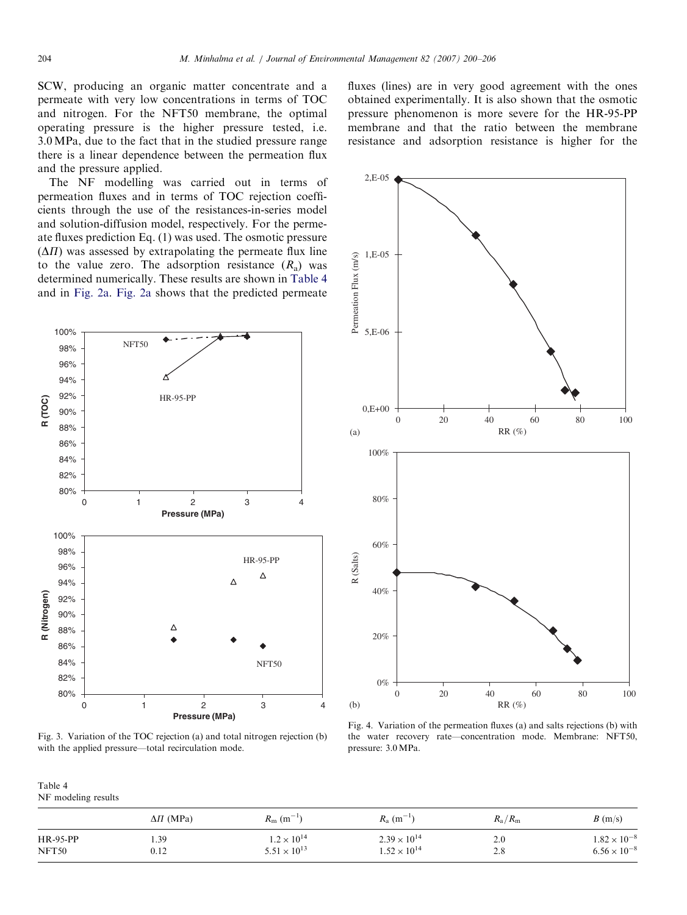SCW, producing an organic matter concentrate and a permeate with very low concentrations in terms of TOC and nitrogen. For the NFT50 membrane, the optimal operating pressure is the higher pressure tested, i.e. 3.0 MPa, due to the fact that in the studied pressure range there is a linear dependence between the permeation flux and the pressure applied.

The NF modelling was carried out in terms of permeation fluxes and in terms of TOC rejection coefficients through the use of the resistances-in-series model and solution-diffusion model, respectively. For the permeate fluxes prediction Eq. (1) was used. The osmotic pressure ($\Delta\Pi$) was assessed by extrapolating the permeate flux line to the value zero. The adsorption resistance ($R_a$) was determined numerically. These results are shown in Table 4 and in Fig. 2a. Fig. 2a shows that the predicted permeate fluxes (lines) are in very good agreement with the ones obtained experimentally. It is also shown that the osmotic pressure phenomenon is more severe for the HR-95-PP membrane and that the ratio between the membrane resistance and adsorption resistance is higher for the

Fig. 3. Variation of the TOC rejection (a) and total nitrogen rejection (b) with the applied pressure—total recirculation mode.

Fig. 4. Variation of the permeation fluxes (a) and salts rejections (b) with the water recovery rate—concentration mode. Membrane: NFT50, pressure: 3.0 MPa.

Table 4
NF modeling results

| | $\Delta\Pi$ (MPa) | $R_m$ ($m^{-1}$) | $R_a$ ($m^{-1}$) | $R_a/R_m$ | $B$ (m/s) |
|---|---|---|---|---|---|
| HR-95-PP | 1.39 | $1.2 \times 10^{14}$ | $2.39 \times 10^{14}$ | 2.0 | $1.82 \times 10^{-8}$ |
| NFT50 | 0.12 | $5.51 \times 10^{13}$ | $1.52 \times 10^{14}$ | 2.8 | $6.56 \times 10^{-8}$ |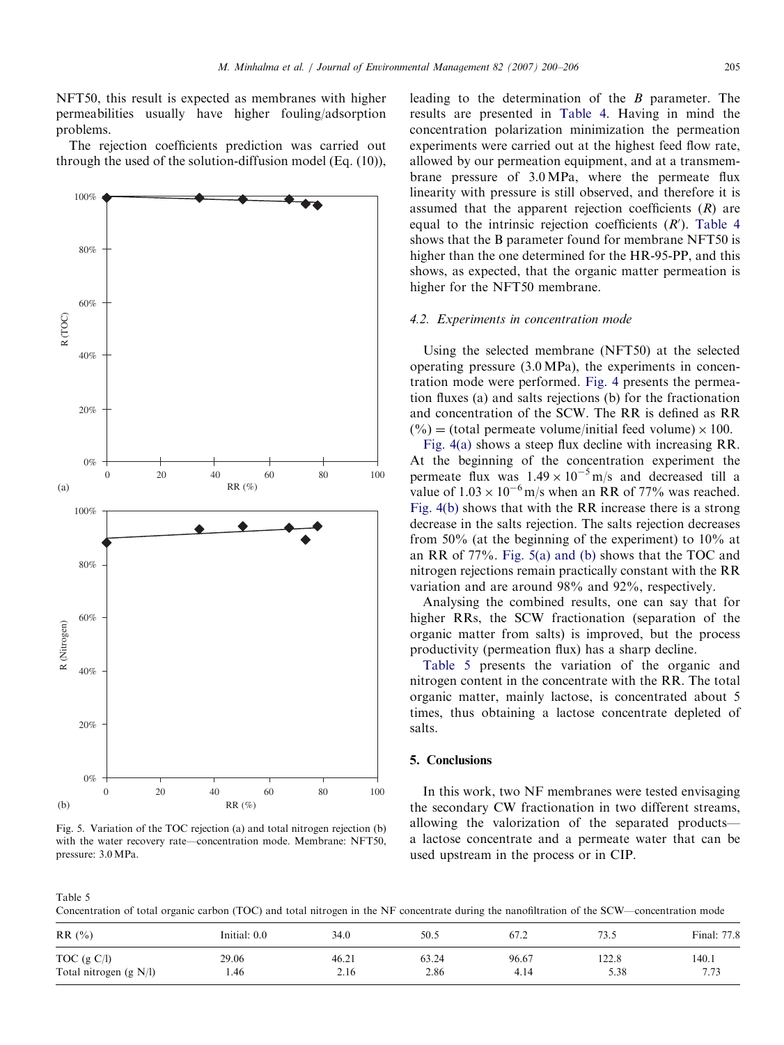NFT50, this result is expected as membranes with higher permeabilities usually have higher fouling/adsorption problems.

The rejection coefficients prediction was carried out through the used of the solution-diffusion model (Eq. (10)), leading to the determination of the $B$ parameter. The results are presented in Table 4. Having in mind the concentration polarization minimization the permeation experiments were carried out at the highest feed flow rate, allowed by our permeation equipment, and at a transmembrane pressure of 3.0 MPa, where the permeate flux linearity with pressure is still observed, and therefore it is assumed that the apparent rejection coefficients ($R$) are equal to the intrinsic rejection coefficients ($R'$). Table 4 shows that the B parameter found for membrane NFT50 is higher than the one determined for the HR-95-PP, and this shows, as expected, that the organic matter permeation is higher for the NFT50 membrane.

Fig. 5. Variation of the TOC rejection (a) and total nitrogen rejection (b) with the water recovery rate—concentration mode. Membrane: NFT50, pressure: 3.0 MPa.

### 4.2. Experiments in concentration mode

Using the selected membrane (NFT50) at the selected operating pressure (3.0 MPa), the experiments in concentration mode were performed. Fig. 4 presents the permeation fluxes (a) and salts rejections (b) for the fractionation and concentration of the SCW. The RR is defined as RR (%) = (total permeate volume/initial feed volume) × 100.

Fig. 4(a) shows a steep flux decline with increasing RR. At the beginning of the concentration experiment the permeate flux was $1.49 \times 10^{-5}$ m/s and decreased till a value of $1.03 \times 10^{-6}$ m/s when an RR of 77% was reached. Fig. 4(b) shows that with the RR increase there is a strong decrease in the salts rejection. The salts rejection decreases from 50% (at the beginning of the experiment) to 10% at an RR of 77%. Fig. 5(a) and (b) shows that the TOC and nitrogen rejections remain practically constant with the RR variation and are around 98% and 92%, respectively.

Analysing the combined results, one can say that for higher RRs, the SCW fractionation (separation of the organic matter from salts) is improved, but the process productivity (permeation flux) has a sharp decline.

Table 5 presents the variation of the organic and nitrogen content in the concentrate with the RR. The total organic matter, mainly lactose, is concentrated about 5 times, thus obtaining a lactose concentrate depleted of salts.

## 5. Conclusions

In this work, two NF membranes were tested envisaging the secondary CW fractionation in two different streams, allowing the valorization of the separated products—a lactose concentrate and a permeate water that can be used upstream in the process or in CIP.

Table 5
Concentration of total organic carbon (TOC) and total nitrogen in the NF concentrate during the nanofiltration of the SCW—concentration mode

| RR (%) | Initial: 0.0 | 34.0 | 50.5 | 67.2 | 73.5 | Final: 77.8 |
|---|---|---|---|---|---|---|
| TOC (g C/l) | 29.06 | 46.21 | 63.24 | 96.67 | 122.8 | 140.1 |
| Total nitrogen (g N/l) | 1.46 | 2.16 | 2.86 | 4.14 | 5.38 | 7.73 |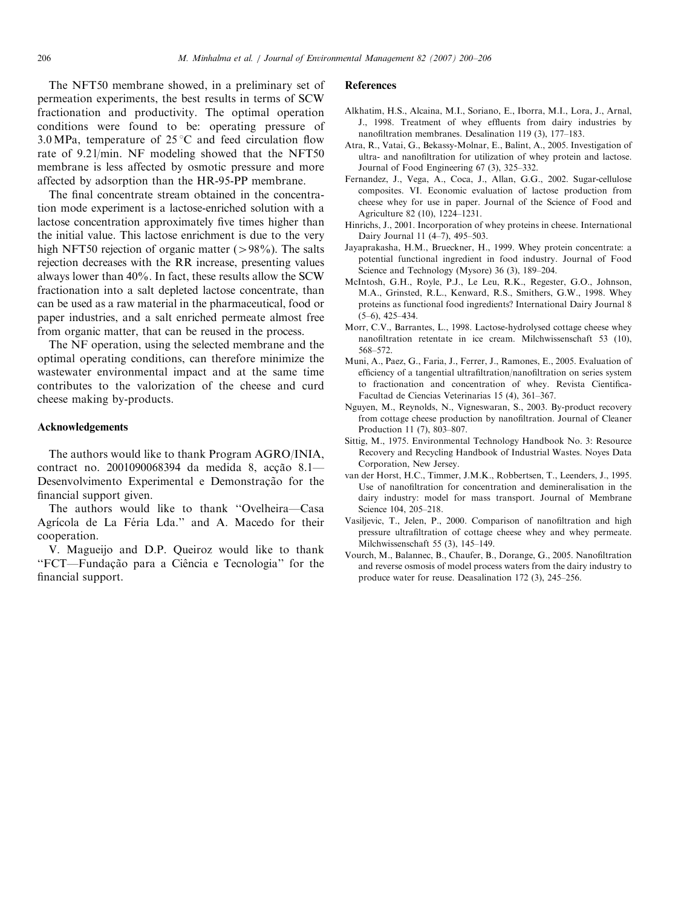The NFT50 membrane showed, in a preliminary set of permeation experiments, the best results in terms of SCW fractionation and productivity. The optimal operation conditions were found to be: operating pressure of 3.0 MPa, temperature of 25 °C and feed circulation flow rate of 9.2 l/min. NF modeling showed that the NFT50 membrane is less affected by osmotic pressure and more affected by adsorption than the HR-95-PP membrane.

The final concentrate stream obtained in the concentration mode experiment is a lactose-enriched solution with a lactose concentration approximately five times higher than the initial value. This lactose enrichment is due to the very high NFT50 rejection of organic matter (>98%). The salts rejection decreases with the RR increase, presenting values always lower than 40%. In fact, these results allow the SCW fractionation into a salt depleted lactose concentrate, than can be used as a raw material in the pharmaceutical, food or paper industries, and a salt enriched permeate almost free from organic matter, that can be reused in the process.

The NF operation, using the selected membrane and the optimal operating conditions, can therefore minimize the wastewater environmental impact and at the same time contributes to the valorization of the cheese and curd cheese making by-products.

## Acknowledgements

The authors would like to thank Program AGRO/INIA, contract no. 2001090068394 da medida 8, acção 8.1—Desenvolvimento Experimental e Demonstração for the financial support given.

The authors would like to thank ''Ovelheira—Casa Agrícola de La Féria Lda.'' and A. Macedo for their cooperation.

V. Magueijo and D.P. Queiroz would like to thank ''FCT—Fundação para a Ciência e Tecnologia'' for the financial support.

## References

Alkhatim, H.S., Alcaina, M.I., Soriano, E., Iborra, M.I., Lora, J., Arnal, J., 1998. Treatment of whey effluents from dairy industries by nanofiltration membranes. Desalination 119 (3), 177–183.

Atra, R., Vatai, G., Bekassy-Molnar, E., Balint, A., 2005. Investigation of ultra- and nanofiltration for utilization of whey protein and lactose. Journal of Food Engineering 67 (3), 325–332.

Fernandez, J., Vega, A., Coca, J., Allan, G.G., 2002. Sugar-cellulose composites. VI. Economic evaluation of lactose production from cheese whey for use in paper. Journal of the Science of Food and Agriculture 82 (10), 1224–1231.

Hinrichs, J., 2001. Incorporation of whey proteins in cheese. International Dairy Journal 11 (4–7), 495–503.

Jayaprakasha, H.M., Brueckner, H., 1999. Whey protein concentrate: a potential functional ingredient in food industry. Journal of Food Science and Technology (Mysore) 36 (3), 189–204.

McIntosh, G.H., Royle, P.J., Le Leu, R.K., Regester, G.O., Johnson, M.A., Grinsted, R.L., Kenward, R.S., Smithers, G.W., 1998. Whey proteins as functional food ingredients? International Dairy Journal 8 (5–6), 425–434.

Morr, C.V., Barrantes, L., 1998. Lactose-hydrolysed cottage cheese whey nanofiltration retentate in ice cream. Milchwissenschaft 53 (10), 568–572.

Muni, A., Paez, G., Faria, J., Ferrer, J., Ramones, E., 2005. Evaluation of efficiency of a tangential ultrafiltration/nanofiltration on series system to fractionation and concentration of whey. Revista Cientifica-Facultad de Ciencias Veterinarias 15 (4), 361–367.

Nguyen, M., Reynolds, N., Vigneswaran, S., 2003. By-product recovery from cottage cheese production by nanofiltration. Journal of Cleaner Production 11 (7), 803–807.

Sittig, M., 1975. Environmental Technology Handbook No. 3: Resource Recovery and Recycling Handbook of Industrial Wastes. Noyes Data Corporation, New Jersey.

van der Horst, H.C., Timmer, J.M.K., Robbertsen, T., Leenders, J., 1995. Use of nanofiltration for concentration and demineralisation in the dairy industry: model for mass transport. Journal of Membrane Science 104, 205–218.

Vasiljevic, T., Jelen, P., 2000. Comparison of nanofiltration and high pressure ultrafiltration of cottage cheese whey and whey permeate. Milchwissenschaft 55 (3), 145–149.

Vourch, M., Balannec, B., Chaufer, B., Dorange, G., 2005. Nanofiltration and reverse osmosis of model process waters from the dairy industry to produce water for reuse. Deasalination 172 (3), 245–256.